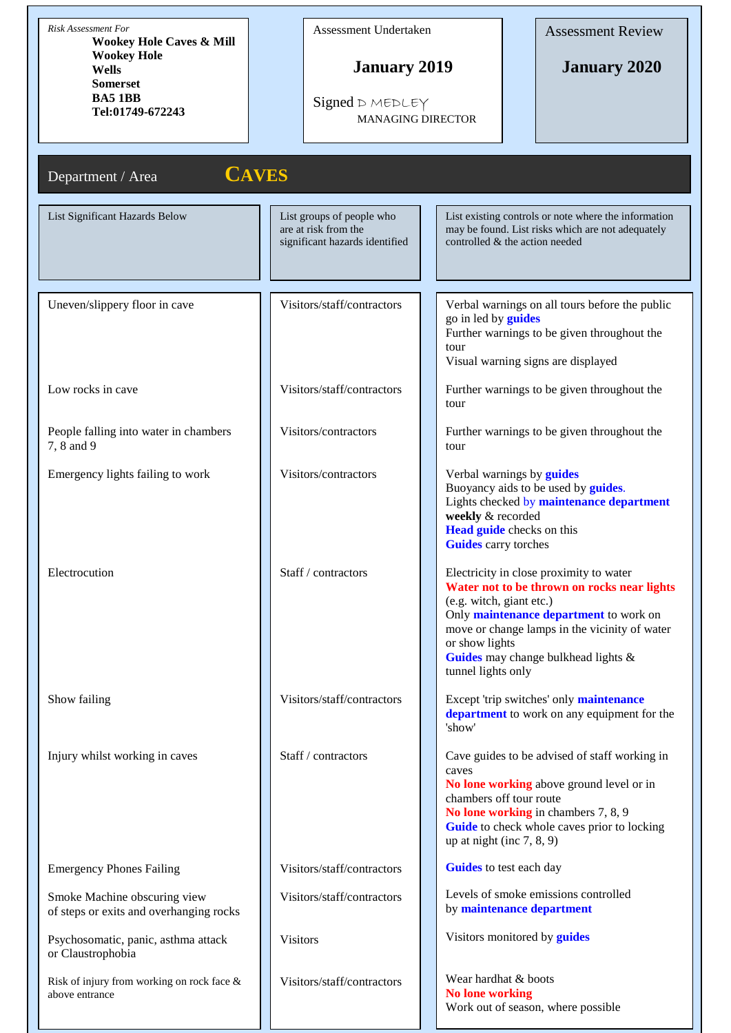*Risk Assessment For*

**Wookey Hole Caves & Mill**
**Wookey Hole**
**Wells**
**Somerset**
**BA5 1BB**
**Tel:01749-672243**

Assessment Undertaken

**January 2019**

Signed D MEDLEY
MANAGING DIRECTOR

Assessment Review

**January 2020**

## Department / Area **CAVES**

| List Significant Hazards Below | List groups of people who are at risk from the significant hazards identified | List existing controls or note where the information may be found. List risks which are not adequately controlled & the action needed |
|---|---|---|
| Uneven/slippery floor in cave | Visitors/staff/contractors | Verbal warnings on all tours before the public go in led by **guides**<br>Further warnings to be given throughout the tour<br>Visual warning signs are displayed |
| Low rocks in cave | Visitors/staff/contractors | Further warnings to be given throughout the tour |
| People falling into water in chambers 7, 8 and 9 | Visitors/contractors | Further warnings to be given throughout the tour |
| Emergency lights failing to work | Visitors/contractors | Verbal warnings by **guides**<br>Buoyancy aids to be used by **guides**.<br>Lights checked by **maintenance department** **weekly** & recorded<br>**Head guide** checks on this<br>**Guides** carry torches |
| Electrocution | Staff / contractors | Electricity in close proximity to water<br>**Water not to be thrown on rocks near lights** (e.g. witch, giant etc.)<br>Only **maintenance department** to work on move or change lamps in the vicinity of water or show lights<br>**Guides** may change bulkhead lights & tunnel lights only |
| Show failing | Visitors/staff/contractors | Except 'trip switches' only **maintenance department** to work on any equipment for the 'show' |
| Injury whilst working in caves | Staff / contractors | Cave guides to be advised of staff working in caves<br>**No lone working** above ground level or in chambers off tour route<br>**No lone working** in chambers 7, 8, 9<br>**Guide** to check whole caves prior to locking up at night (inc 7, 8, 9) |
| Emergency Phones Failing | Visitors/staff/contractors | **Guides** to test each day |
| Smoke Machine obscuring view of steps or exits and overhanging rocks | Visitors/staff/contractors | Levels of smoke emissions controlled by **maintenance department** |
| Psychosomatic, panic, asthma attack or Claustrophobia | Visitors | Visitors monitored by **guides** |
| Risk of injury from working on rock face & above entrance | Visitors/staff/contractors | Wear hardhat & boots<br>**No lone working**<br>Work out of season, where possible |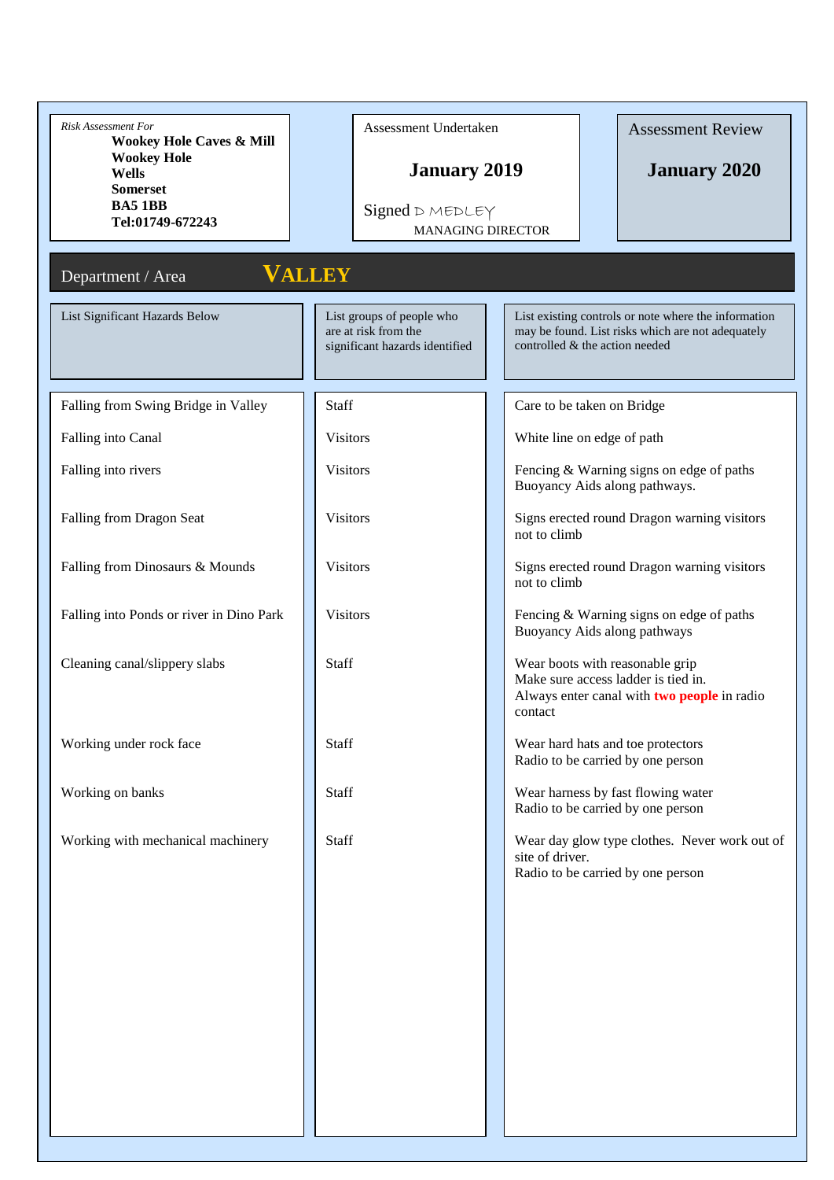*Risk Assessment For*
**Wookey Hole Caves & Mill**
**Wookey Hole**
**Wells**
**Somerset**
**BA5 1BB**
**Tel:01749-672243**

Assessment Undertaken

**January 2019**

Signed D MEDLEY
MANAGING DIRECTOR

Assessment Review

**January 2020**

## Department / Area **VALLEY**

| List Significant Hazards Below | List groups of people who are at risk from the significant hazards identified | List existing controls or note where the information may be found. List risks which are not adequately controlled & the action needed |
|---|---|---|
| Falling from Swing Bridge in Valley | Staff | Care to be taken on Bridge |
| Falling into Canal | Visitors | White line on edge of path |
| Falling into rivers | Visitors | Fencing & Warning signs on edge of paths<br>Buoyancy Aids along pathways. |
| Falling from Dragon Seat | Visitors | Signs erected round Dragon warning visitors not to climb |
| Falling from Dinosaurs & Mounds | Visitors | Signs erected round Dragon warning visitors not to climb |
| Falling into Ponds or river in Dino Park | Visitors | Fencing & Warning signs on edge of paths<br>Buoyancy Aids along pathways |
| Cleaning canal/slippery slabs | Staff | Wear boots with reasonable grip<br>Make sure access ladder is tied in.<br>Always enter canal with **two people** in radio contact |
| Working under rock face | Staff | Wear hard hats and toe protectors<br>Radio to be carried by one person |
| Working on banks | Staff | Wear harness by fast flowing water<br>Radio to be carried by one person |
| Working with mechanical machinery | Staff | Wear day glow type clothes. Never work out of site of driver.<br>Radio to be carried by one person |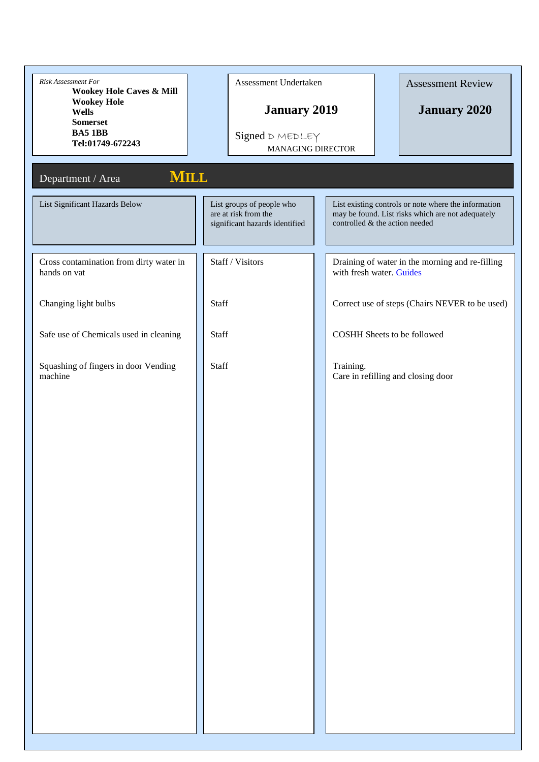*Risk Assessment For*
**Wookey Hole Caves & Mill**
**Wookey Hole**
**Wells**
**Somerset**
**BA5 1BB**
**Tel:01749-672243**

Assessment Undertaken

**January 2019**

Signed D MEDLEY
MANAGING DIRECTOR

Assessment Review

**January 2020**

## Department / Area **MILL**

| List Significant Hazards Below | List groups of people who are at risk from the significant hazards identified | List existing controls or note where the information may be found. List risks which are not adequately controlled & the action needed |
|---|---|---|
| Cross contamination from dirty water in hands on vat | Staff / Visitors | Draining of water in the morning and re-filling with fresh water. Guides |
| Changing light bulbs | Staff | Correct use of steps (Chairs NEVER to be used) |
| Safe use of Chemicals used in cleaning | Staff | COSHH Sheets to be followed |
| Squashing of fingers in door Vending machine | Staff | Training.<br>Care in refilling and closing door |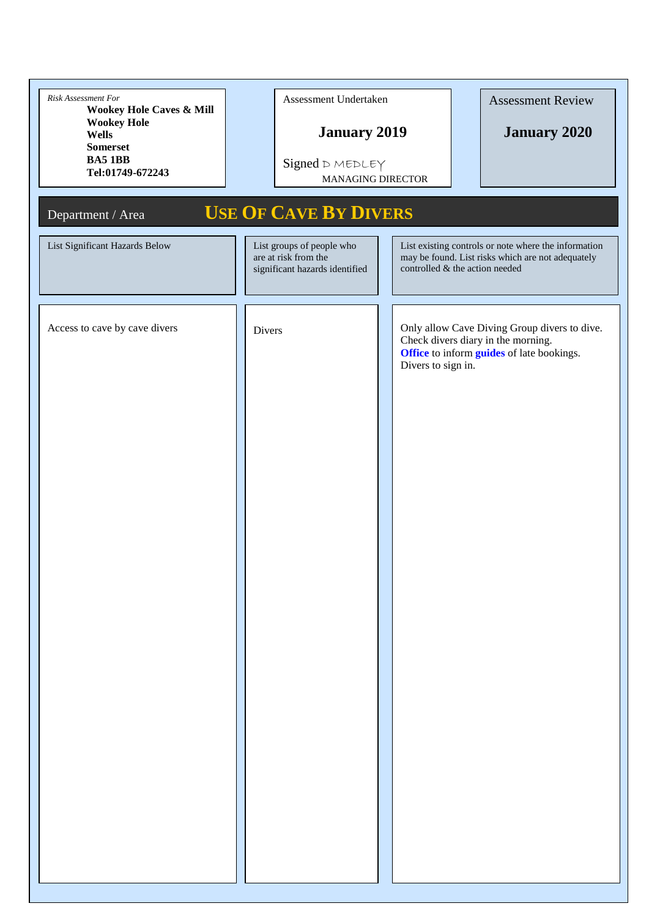| *Risk Assessment For* | Assessment Undertaken | Assessment Review |
|---|---|---|
| **Wookey Hole Caves & Mill**<br>**Wookey Hole**<br>**Wells**<br>**Somerset**<br>**BA5 1BB**<br>**Tel:01749-672243** | **January 2019**<br><br>Signed D MEDLEY<br>MANAGING DIRECTOR | **January 2020** |

Department / Area

## USE OF CAVE BY DIVERS

| List Significant Hazards Below | List groups of people who are at risk from the significant hazards identified | List existing controls or note where the information may be found. List risks which are not adequately controlled & the action needed |
|---|---|---|
| Access to cave by cave divers | Divers | Only allow Cave Diving Group divers to dive.<br>Check divers diary in the morning.<br>**Office** to inform **guides** of late bookings.<br>Divers to sign in. |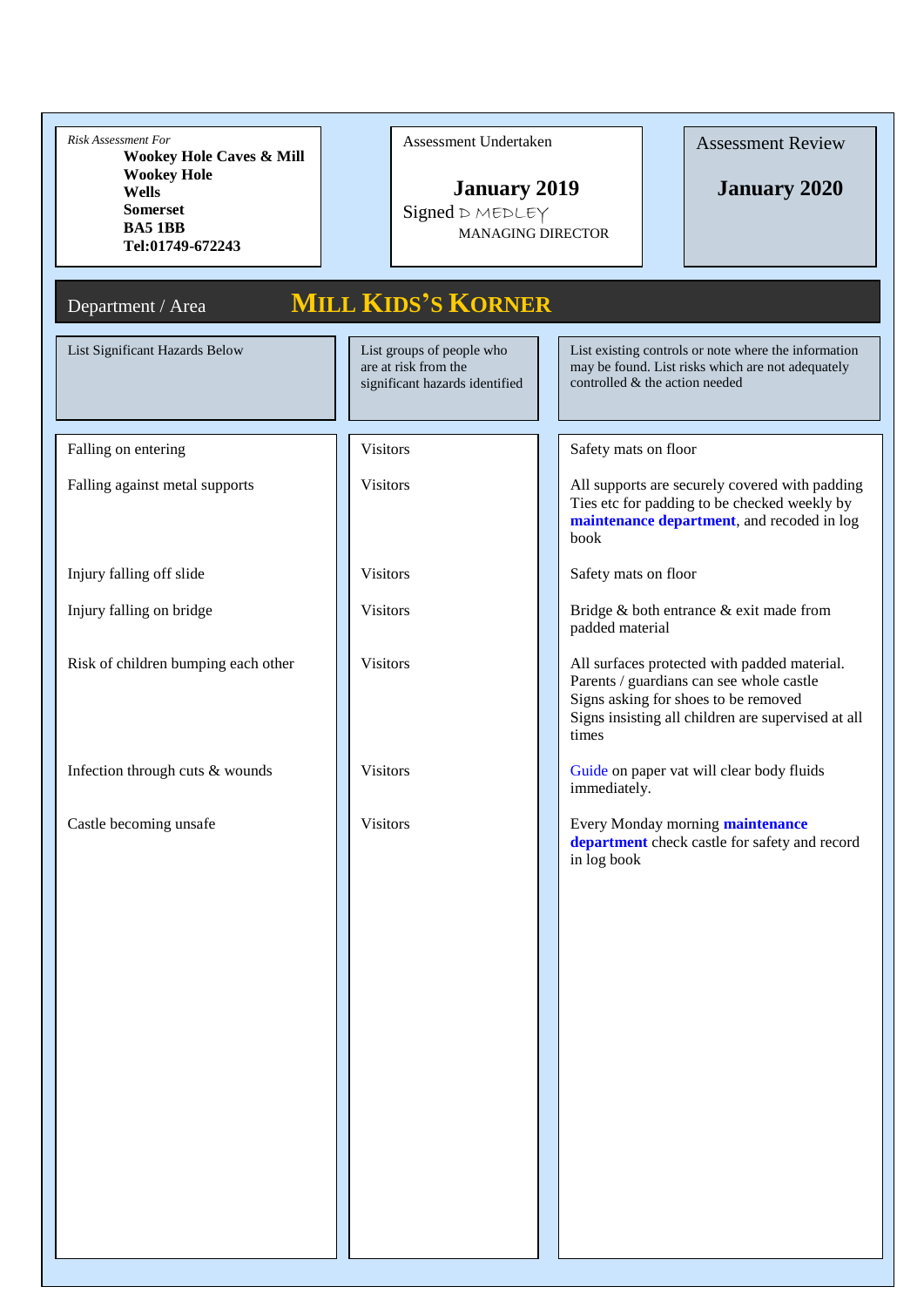*Risk Assessment For*
**Wookey Hole Caves & Mill**
**Wookey Hole**
**Wells**
**Somerset**
**BA5 1BB**
**Tel:01749-672243**

Assessment Undertaken

**January 2019**

Signed D MEDLEY
MANAGING DIRECTOR

Assessment Review

**January 2020**

Department / Area **MILL KIDS'S KORNER**

| List Significant Hazards Below | List groups of people who are at risk from the significant hazards identified | List existing controls or note where the information may be found. List risks which are not adequately controlled & the action needed |
|---|---|---|
| Falling on entering | Visitors | Safety mats on floor |
| Falling against metal supports | Visitors | All supports are securely covered with padding Ties etc for padding to be checked weekly by **maintenance department**, and recoded in log book |
| Injury falling off slide | Visitors | Safety mats on floor |
| Injury falling on bridge | Visitors | Bridge & both entrance & exit made from padded material |
| Risk of children bumping each other | Visitors | All surfaces protected with padded material. Parents / guardians can see whole castle Signs asking for shoes to be removed Signs insisting all children are supervised at all times |
| Infection through cuts & wounds | Visitors | Guide on paper vat will clear body fluids immediately. |
| Castle becoming unsafe | Visitors | Every Monday morning **maintenance department** check castle for safety and record in log book |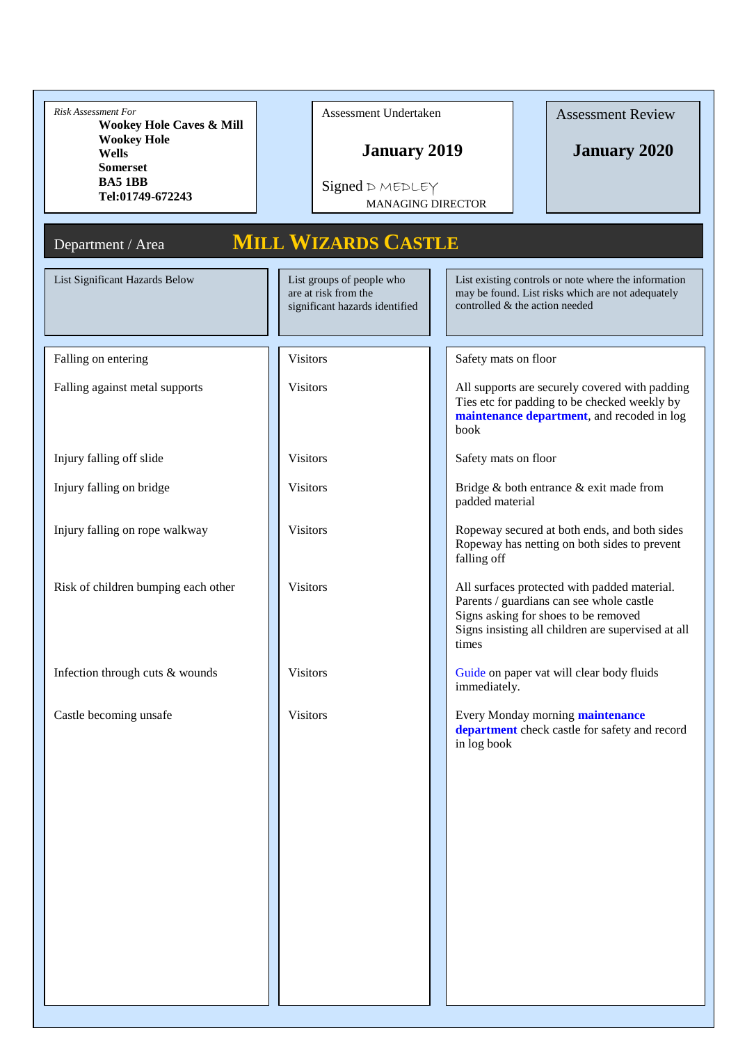*Risk Assessment For*
**Wookey Hole Caves & Mill**
**Wookey Hole**
**Wells**
**Somerset**
**BA5 1BB**
**Tel:01749-672243**

Assessment Undertaken

**January 2019**

Signed D MEDLEY
MANAGING DIRECTOR

Assessment Review

**January 2020**

## Department / Area **MILL WIZARDS CASTLE**

| List Significant Hazards Below | List groups of people who are at risk from the significant hazards identified | List existing controls or note where the information may be found. List risks which are not adequately controlled & the action needed |
|---|---|---|
| Falling on entering | Visitors | Safety mats on floor |
| Falling against metal supports | Visitors | All supports are securely covered with padding<br>Ties etc for padding to be checked weekly by **maintenance department**, and recoded in log book |
| Injury falling off slide | Visitors | Safety mats on floor |
| Injury falling on bridge | Visitors | Bridge & both entrance & exit made from padded material |
| Injury falling on rope walkway | Visitors | Ropeway secured at both ends, and both sides<br>Ropeway has netting on both sides to prevent falling off |
| Risk of children bumping each other | Visitors | All surfaces protected with padded material.<br>Parents / guardians can see whole castle<br>Signs asking for shoes to be removed<br>Signs insisting all children are supervised at all times |
| Infection through cuts & wounds | Visitors | Guide on paper vat will clear body fluids immediately. |
| Castle becoming unsafe | Visitors | Every Monday morning **maintenance department** check castle for safety and record in log book |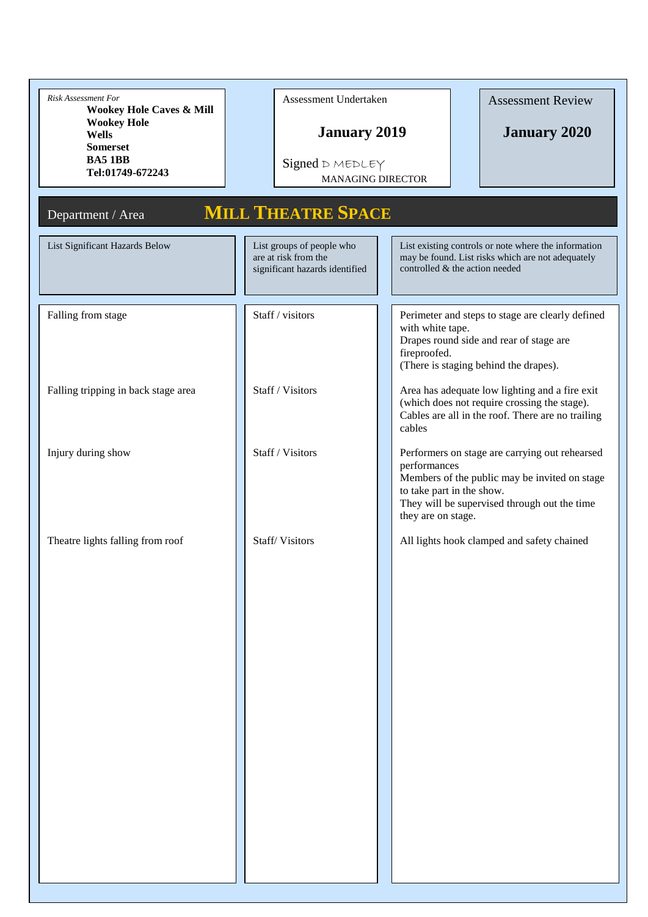*Risk Assessment For*
**Wookey Hole Caves & Mill**
**Wookey Hole**
**Wells**
**Somerset**
**BA5 1BB**
**Tel:01749-672243**

Assessment Undertaken

**January 2019**

Signed D MEDLEY
MANAGING DIRECTOR

Assessment Review

**January 2020**

## Department / Area MILL THEATRE SPACE

| List Significant Hazards Below | List groups of people who are at risk from the significant hazards identified | List existing controls or note where the information may be found. List risks which are not adequately controlled & the action needed |
|---|---|---|
| Falling from stage | Staff / visitors | Perimeter and steps to stage are clearly defined with white tape.<br>Drapes round side and rear of stage are fireproofed.<br>(There is staging behind the drapes). |
| Falling tripping in back stage area | Staff / Visitors | Area has adequate low lighting and a fire exit (which does not require crossing the stage).<br>Cables are all in the roof. There are no trailing cables |
| Injury during show | Staff / Visitors | Performers on stage are carrying out rehearsed performances<br>Members of the public may be invited on stage to take part in the show.<br>They will be supervised through out the time they are on stage. |
| Theatre lights falling from roof | Staff/ Visitors | All lights hook clamped and safety chained |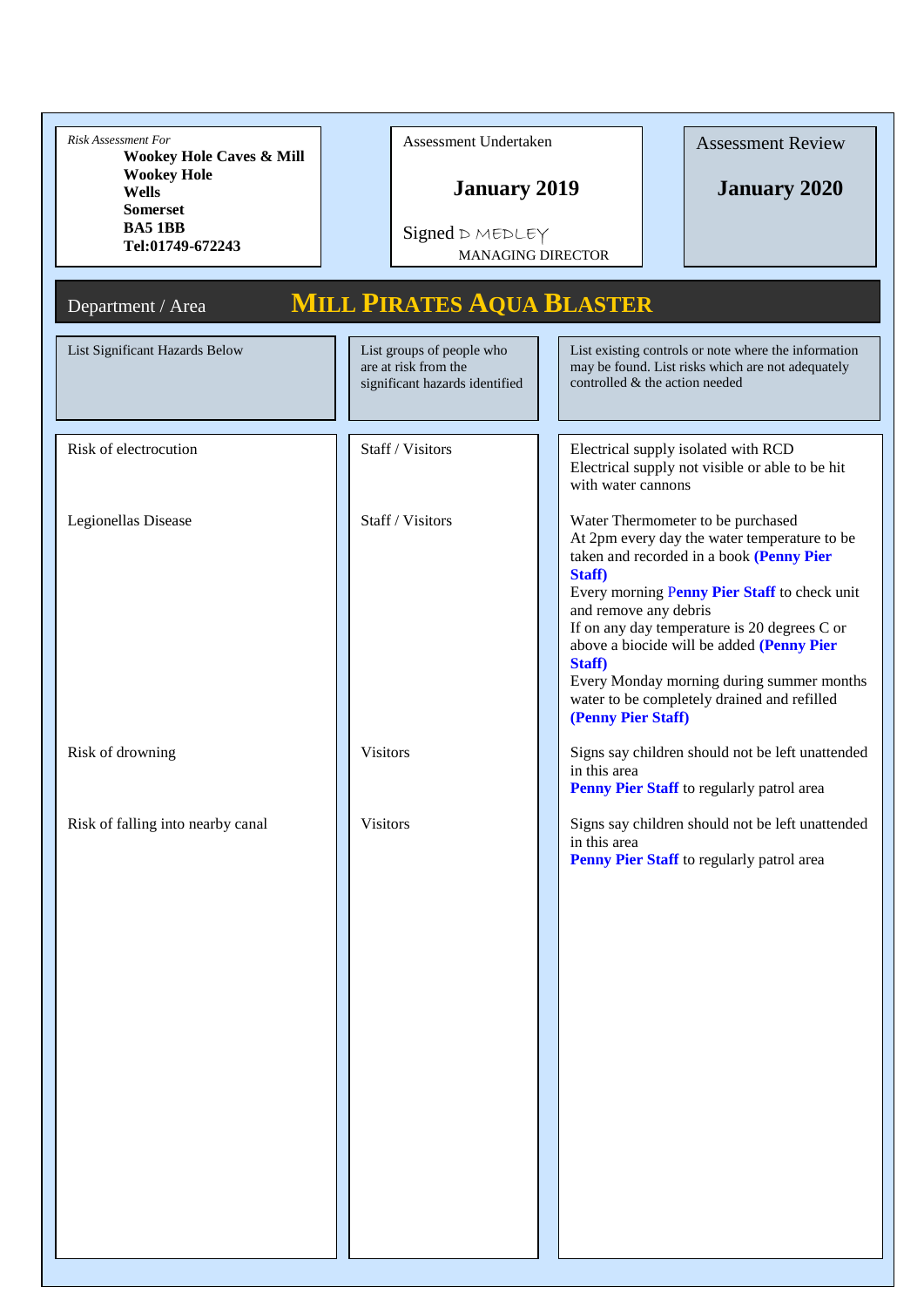*Risk Assessment For*
**Wookey Hole Caves & Mill**
**Wookey Hole**
**Wells**
**Somerset**
**BA5 1BB**
**Tel:01749-672243**

Assessment Undertaken

**January 2019**

Signed D MEDLEY
MANAGING DIRECTOR

Assessment Review

**January 2020**

Department / Area **MILL PIRATES AQUA BLASTER**

| List Significant Hazards Below | List groups of people who are at risk from the significant hazards identified | List existing controls or note where the information may be found. List risks which are not adequately controlled & the action needed |
|---|---|---|
| Risk of electrocution | Staff / Visitors | Electrical supply isolated with RCD<br>Electrical supply not visible or able to be hit with water cannons |
| Legionellas Disease | Staff / Visitors | Water Thermometer to be purchased<br>At 2pm every day the water temperature to be taken and recorded in a book **(Penny Pier Staff)**<br>Every morning **Penny Pier Staff** to check unit and remove any debris<br>If on any day temperature is 20 degrees C or above a biocide will be added **(Penny Pier Staff)**<br>Every Monday morning during summer months water to be completely drained and refilled **(Penny Pier Staff)** |
| Risk of drowning | Visitors | Signs say children should not be left unattended in this area<br>**Penny Pier Staff** to regularly patrol area |
| Risk of falling into nearby canal | Visitors | Signs say children should not be left unattended in this area<br>**Penny Pier Staff** to regularly patrol area |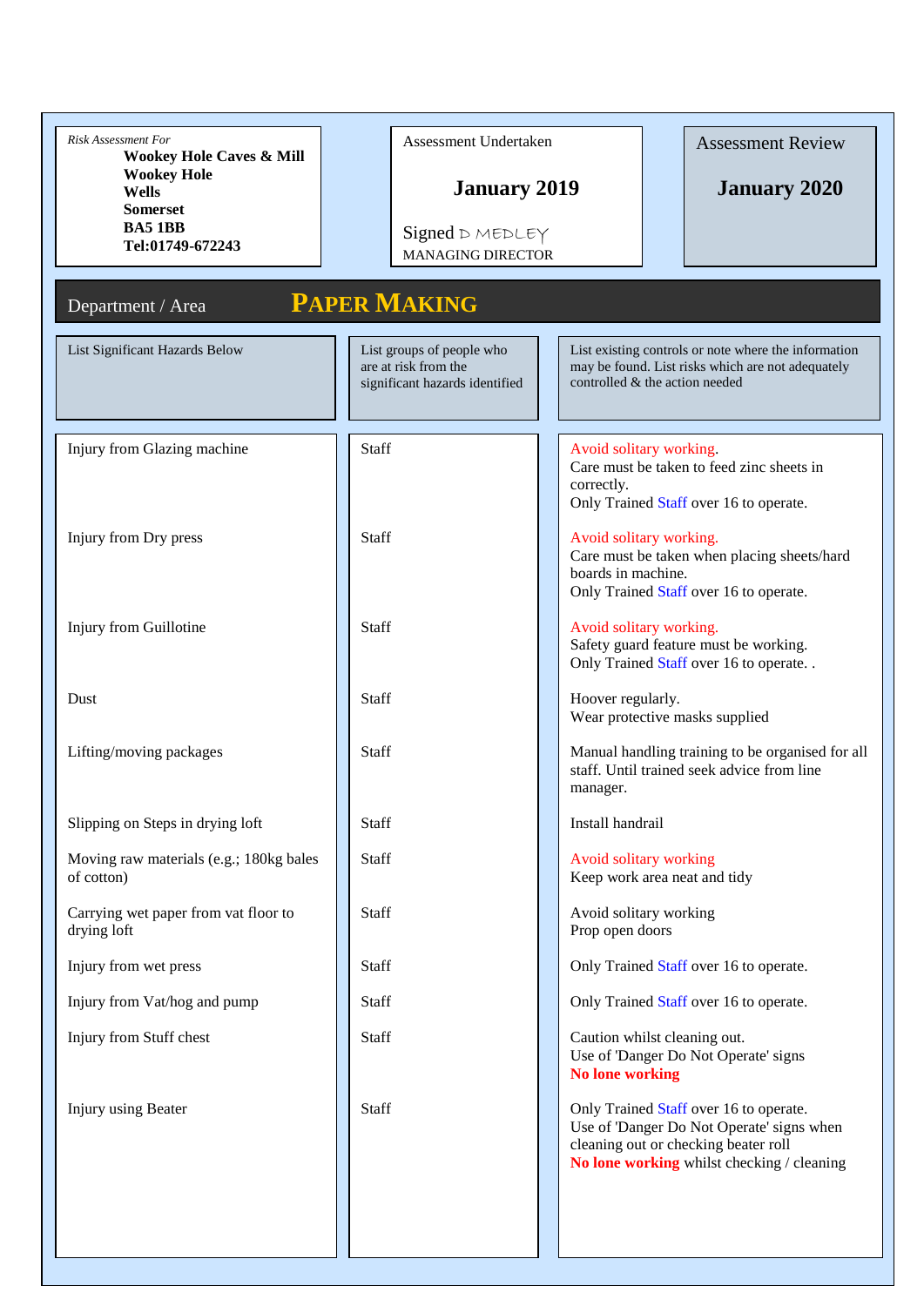*Risk Assessment For*
**Wookey Hole Caves & Mill**
**Wookey Hole**
**Wells**
**Somerset**
**BA5 1BB**
**Tel:01749-672243**

Assessment Undertaken

**January 2019**

Signed D MEDLEY
MANAGING DIRECTOR

Assessment Review

**January 2020**

## Department / Area — PAPER MAKING

| List Significant Hazards Below | List groups of people who are at risk from the significant hazards identified | List existing controls or note where the information may be found. List risks which are not adequately controlled & the action needed |
|---|---|---|
| Injury from Glazing machine | Staff | Avoid solitary working.<br>Care must be taken to feed zinc sheets in correctly.<br>Only Trained Staff over 16 to operate. |
| Injury from Dry press | Staff | Avoid solitary working.<br>Care must be taken when placing sheets/hard boards in machine.<br>Only Trained Staff over 16 to operate. |
| Injury from Guillotine | Staff | Avoid solitary working.<br>Safety guard feature must be working.<br>Only Trained Staff over 16 to operate. . |
| Dust | Staff | Hoover regularly.<br>Wear protective masks supplied |
| Lifting/moving packages | Staff | Manual handling training to be organised for all staff. Until trained seek advice from line manager. |
| Slipping on Steps in drying loft | Staff | Install handrail |
| Moving raw materials (e.g.; 180kg bales of cotton) | Staff | Avoid solitary working<br>Keep work area neat and tidy |
| Carrying wet paper from vat floor to drying loft | Staff | Avoid solitary working<br>Prop open doors |
| Injury from wet press | Staff | Only Trained Staff over 16 to operate. |
| Injury from Vat/hog and pump | Staff | Only Trained Staff over 16 to operate. |
| Injury from Stuff chest | Staff | Caution whilst cleaning out.<br>Use of 'Danger Do Not Operate' signs<br>**No lone working** |
| Injury using Beater | Staff | Only Trained Staff over 16 to operate.<br>Use of 'Danger Do Not Operate' signs when cleaning out or checking beater roll<br>**No lone working** whilst checking / cleaning |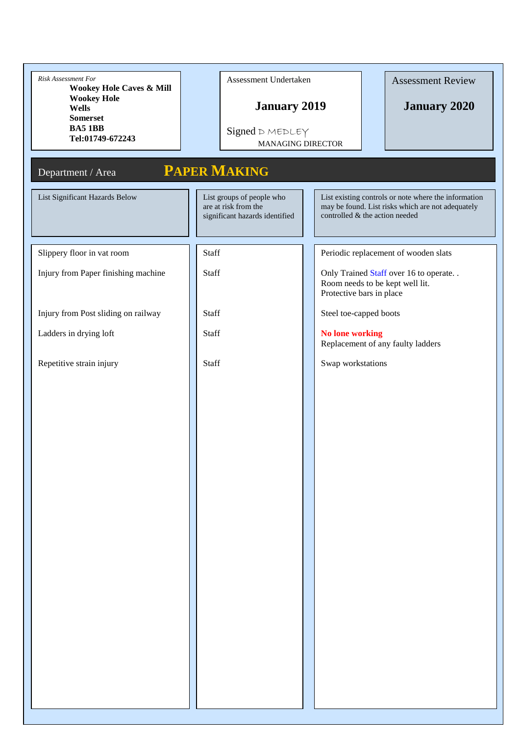*Risk Assessment For*
**Wookey Hole Caves & Mill**
**Wookey Hole**
**Wells**
**Somerset**
**BA5 1BB**
**Tel:01749-672243**

Assessment Undertaken

**January 2019**

Signed D MEDLEY
MANAGING DIRECTOR

Assessment Review

**January 2020**

## Department / Area — PAPER MAKING

| List Significant Hazards Below | List groups of people who are at risk from the significant hazards identified | List existing controls or note where the information may be found. List risks which are not adequately controlled & the action needed |
|---|---|---|
| Slippery floor in vat room | Staff | Periodic replacement of wooden slats |
| Injury from Paper finishing machine | Staff | Only Trained Staff over 16 to operate. .<br>Room needs to be kept well lit.<br>Protective bars in place |
| Injury from Post sliding on railway | Staff | Steel toe-capped boots |
| Ladders in drying loft | Staff | **No lone working**<br>Replacement of any faulty ladders |
| Repetitive strain injury | Staff | Swap workstations |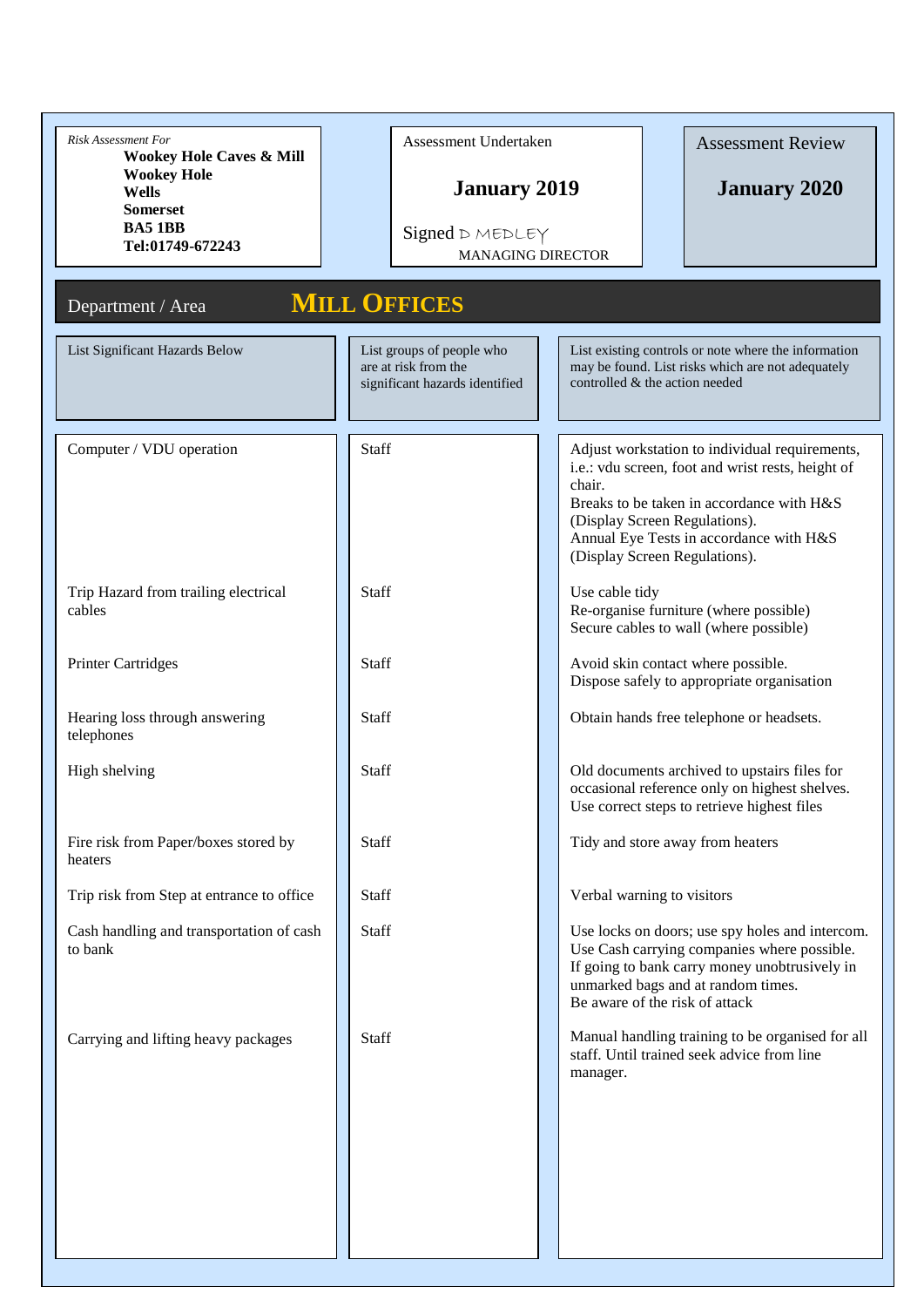*Risk Assessment For*
**Wookey Hole Caves & Mill**
**Wookey Hole**
**Wells**
**Somerset**
**BA5 1BB**
**Tel:01749-672243**

Assessment Undertaken

**January 2019**

Signed D MEDLEY
MANAGING DIRECTOR

Assessment Review

**January 2020**

Department / Area **MILL OFFICES**

| List Significant Hazards Below | List groups of people who are at risk from the significant hazards identified | List existing controls or note where the information may be found. List risks which are not adequately controlled & the action needed |
|---|---|---|
| Computer / VDU operation | Staff | Adjust workstation to individual requirements, i.e.: vdu screen, foot and wrist rests, height of chair.<br>Breaks to be taken in accordance with H&S (Display Screen Regulations).<br>Annual Eye Tests in accordance with H&S (Display Screen Regulations). |
| Trip Hazard from trailing electrical cables | Staff | Use cable tidy<br>Re-organise furniture (where possible)<br>Secure cables to wall (where possible) |
| Printer Cartridges | Staff | Avoid skin contact where possible.<br>Dispose safely to appropriate organisation |
| Hearing loss through answering telephones | Staff | Obtain hands free telephone or headsets. |
| High shelving | Staff | Old documents archived to upstairs files for occasional reference only on highest shelves.<br>Use correct steps to retrieve highest files |
| Fire risk from Paper/boxes stored by heaters | Staff | Tidy and store away from heaters |
| Trip risk from Step at entrance to office | Staff | Verbal warning to visitors |
| Cash handling and transportation of cash to bank | Staff | Use locks on doors; use spy holes and intercom.<br>Use Cash carrying companies where possible.<br>If going to bank carry money unobtrusively in unmarked bags and at random times.<br>Be aware of the risk of attack |
| Carrying and lifting heavy packages | Staff | Manual handling training to be organised for all staff. Until trained seek advice from line manager. |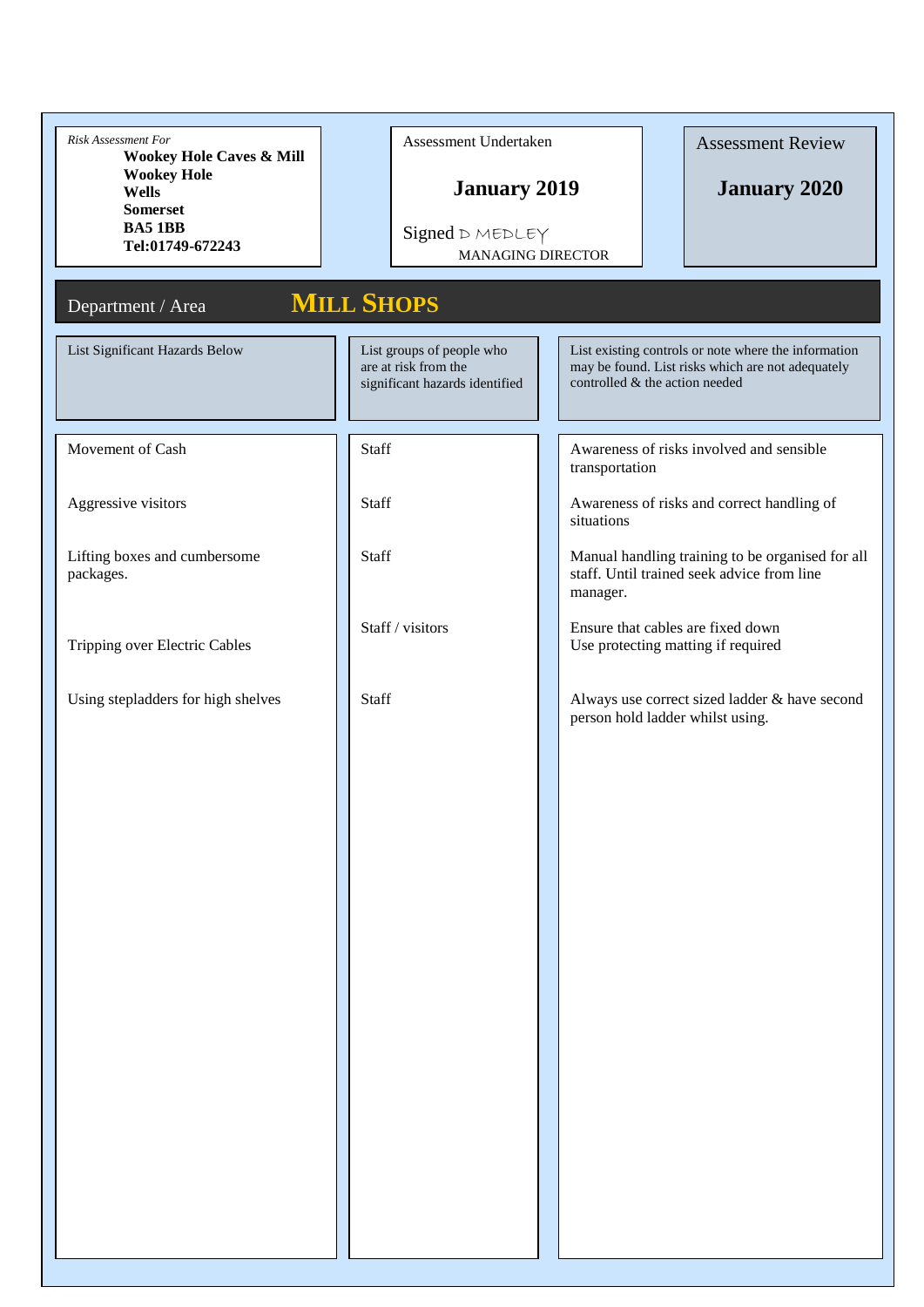*Risk Assessment For*
**Wookey Hole Caves & Mill**
**Wookey Hole**
**Wells**
**Somerset**
**BA5 1BB**
**Tel:01749-672243**

Assessment Undertaken

**January 2019**

Signed D MEDLEY
MANAGING DIRECTOR

Assessment Review

**January 2020**

## Department / Area MILL SHOPS

| List Significant Hazards Below | List groups of people who are at risk from the significant hazards identified | List existing controls or note where the information may be found. List risks which are not adequately controlled & the action needed |
|---|---|---|
| Movement of Cash | Staff | Awareness of risks involved and sensible transportation |
| Aggressive visitors | Staff | Awareness of risks and correct handling of situations |
| Lifting boxes and cumbersome packages. | Staff | Manual handling training to be organised for all staff. Until trained seek advice from line manager. |
| Tripping over Electric Cables | Staff / visitors | Ensure that cables are fixed down<br>Use protecting matting if required |
| Using stepladders for high shelves | Staff | Always use correct sized ladder & have second person hold ladder whilst using. |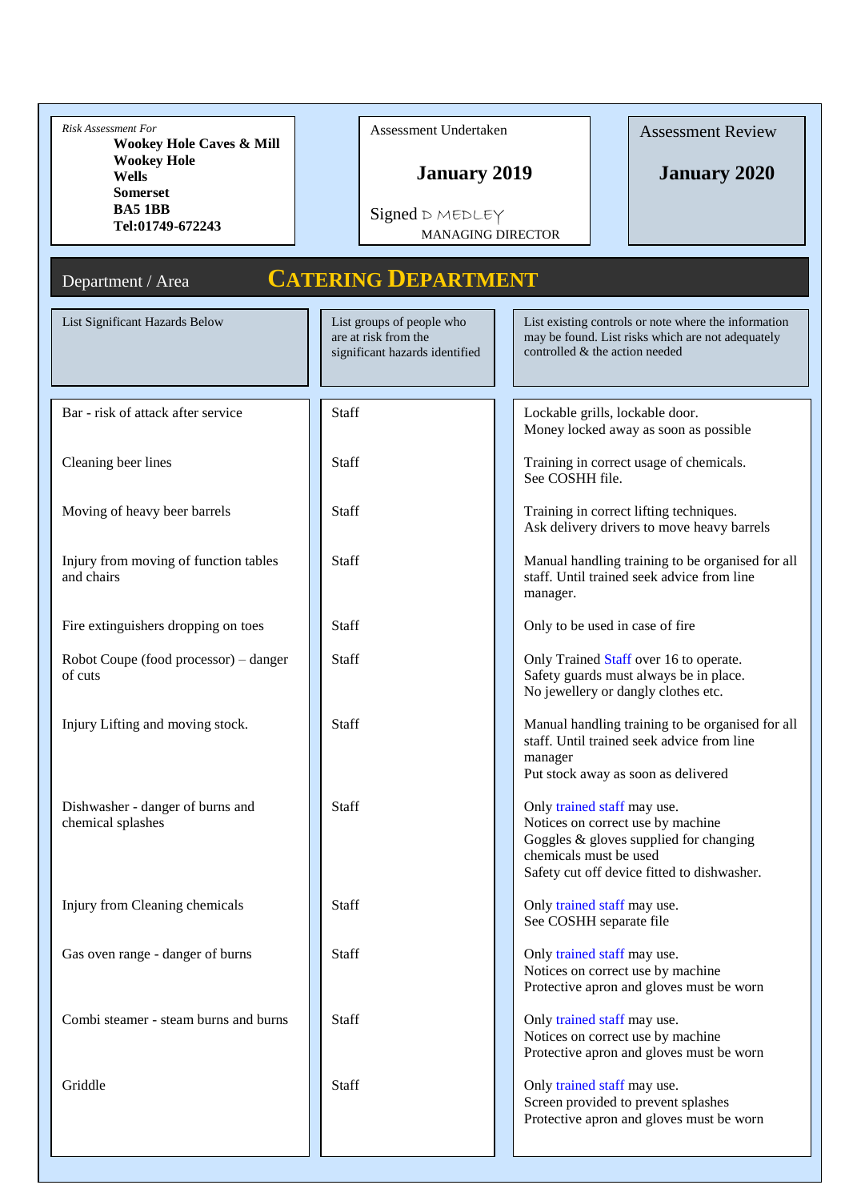*Risk Assessment For*
**Wookey Hole Caves & Mill**
**Wookey Hole**
**Wells**
**Somerset**
**BA5 1BB**
**Tel:01749-672243**

Assessment Undertaken

**January 2019**

Signed D MEDLEY
MANAGING DIRECTOR

Assessment Review

**January 2020**

## Department / Area — CATERING DEPARTMENT

| List Significant Hazards Below | List groups of people who are at risk from the significant hazards identified | List existing controls or note where the information may be found. List risks which are not adequately controlled & the action needed |
|---|---|---|
| Bar - risk of attack after service | Staff | Lockable grills, lockable door.<br>Money locked away as soon as possible |
| Cleaning beer lines | Staff | Training in correct usage of chemicals.<br>See COSHH file. |
| Moving of heavy beer barrels | Staff | Training in correct lifting techniques.<br>Ask delivery drivers to move heavy barrels |
| Injury from moving of function tables and chairs | Staff | Manual handling training to be organised for all staff. Until trained seek advice from line manager. |
| Fire extinguishers dropping on toes | Staff | Only to be used in case of fire |
| Robot Coupe (food processor) – danger of cuts | Staff | Only Trained Staff over 16 to operate.<br>Safety guards must always be in place.<br>No jewellery or dangly clothes etc. |
| Injury Lifting and moving stock. | Staff | Manual handling training to be organised for all staff. Until trained seek advice from line manager<br>Put stock away as soon as delivered |
| Dishwasher - danger of burns and chemical splashes | Staff | Only trained staff may use.<br>Notices on correct use by machine<br>Goggles & gloves supplied for changing chemicals must be used<br>Safety cut off device fitted to dishwasher. |
| Injury from Cleaning chemicals | Staff | Only trained staff may use.<br>See COSHH separate file |
| Gas oven range - danger of burns | Staff | Only trained staff may use.<br>Notices on correct use by machine<br>Protective apron and gloves must be worn |
| Combi steamer - steam burns and burns | Staff | Only trained staff may use.<br>Notices on correct use by machine<br>Protective apron and gloves must be worn |
| Griddle | Staff | Only trained staff may use.<br>Screen provided to prevent splashes<br>Protective apron and gloves must be worn |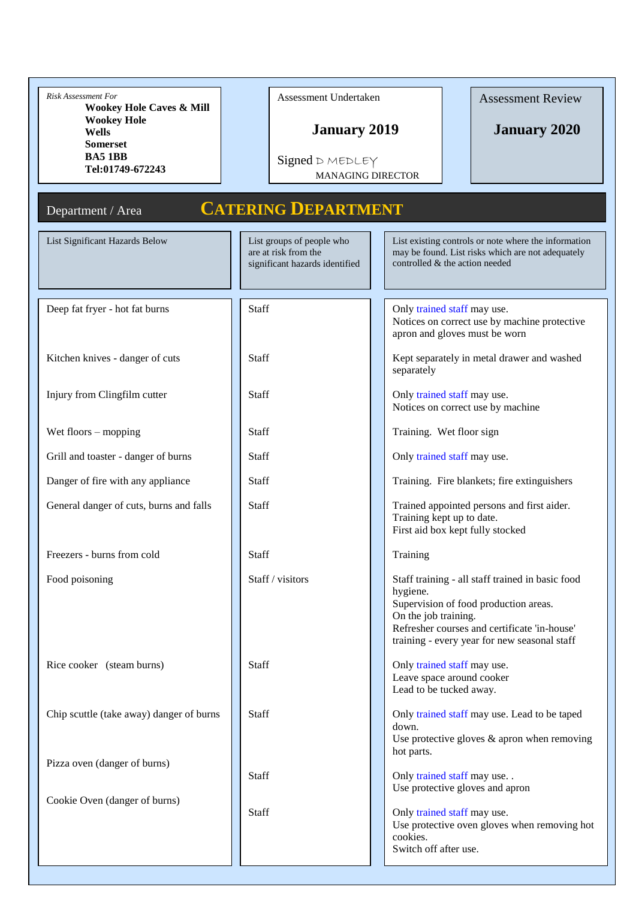*Risk Assessment For*
**Wookey Hole Caves & Mill**
**Wookey Hole**
**Wells**
**Somerset**
**BA5 1BB**
**Tel:01749-672243**

Assessment Undertaken

**January 2019**

Signed D MEDLEY
MANAGING DIRECTOR

Assessment Review

**January 2020**

## Department / Area CATERING DEPARTMENT

| List Significant Hazards Below | List groups of people who are at risk from the significant hazards identified | List existing controls or note where the information may be found. List risks which are not adequately controlled & the action needed |
|---|---|---|
| Deep fat fryer - hot fat burns | Staff | Only trained staff may use.<br>Notices on correct use by machine protective apron and gloves must be worn |
| Kitchen knives - danger of cuts | Staff | Kept separately in metal drawer and washed separately |
| Injury from Clingfilm cutter | Staff | Only trained staff may use.<br>Notices on correct use by machine |
| Wet floors – mopping | Staff | Training. Wet floor sign |
| Grill and toaster - danger of burns | Staff | Only trained staff may use. |
| Danger of fire with any appliance | Staff | Training. Fire blankets; fire extinguishers |
| General danger of cuts, burns and falls | Staff | Trained appointed persons and first aider.<br>Training kept up to date.<br>First aid box kept fully stocked |
| Freezers - burns from cold | Staff | Training |
| Food poisoning | Staff / visitors | Staff training - all staff trained in basic food hygiene.<br>Supervision of food production areas.<br>On the job training.<br>Refresher courses and certificate 'in-house' training - every year for new seasonal staff |
| Rice cooker (steam burns) | Staff | Only trained staff may use.<br>Leave space around cooker<br>Lead to be tucked away. |
| Chip scuttle (take away) danger of burns | Staff | Only trained staff may use. Lead to be taped down.<br>Use protective gloves & apron when removing hot parts. |
| Pizza oven (danger of burns) | Staff | Only trained staff may use. .<br>Use protective gloves and apron |
| Cookie Oven (danger of burns) | Staff | Only trained staff may use.<br>Use protective oven gloves when removing hot cookies.<br>Switch off after use. |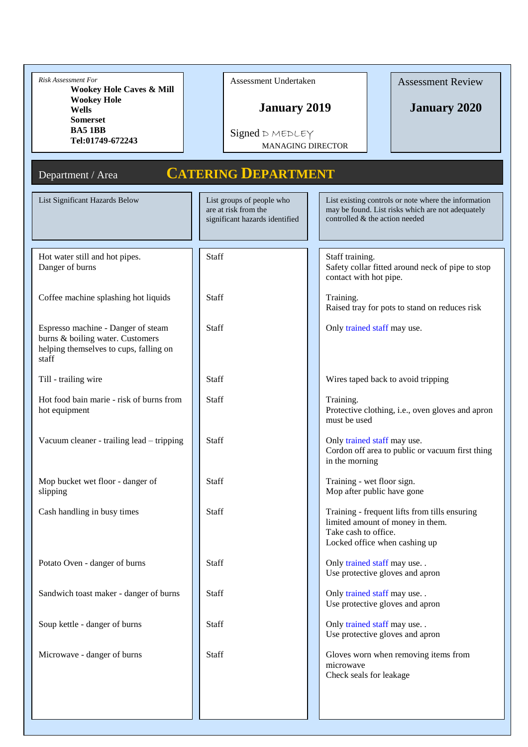*Risk Assessment For*
**Wookey Hole Caves & Mill**
**Wookey Hole**
**Wells**
**Somerset**
**BA5 1BB**
**Tel:01749-672243**

Assessment Undertaken

**January 2019**

Signed D MEDLEY
MANAGING DIRECTOR

Assessment Review

**January 2020**

## Department / Area — CATERING DEPARTMENT

| List Significant Hazards Below | List groups of people who are at risk from the significant hazards identified | List existing controls or note where the information may be found. List risks which are not adequately controlled & the action needed |
|---|---|---|
| Hot water still and hot pipes.<br>Danger of burns | Staff | Staff training.<br>Safety collar fitted around neck of pipe to stop contact with hot pipe. |
| Coffee machine splashing hot liquids | Staff | Training.<br>Raised tray for pots to stand on reduces risk |
| Espresso machine - Danger of steam burns & boiling water. Customers helping themselves to cups, falling on staff | Staff | Only trained staff may use. |
| Till - trailing wire | Staff | Wires taped back to avoid tripping |
| Hot food bain marie - risk of burns from hot equipment | Staff | Training.<br>Protective clothing, i.e., oven gloves and apron must be used |
| Vacuum cleaner - trailing lead – tripping | Staff | Only trained staff may use.<br>Cordon off area to public or vacuum first thing in the morning |
| Mop bucket wet floor - danger of slipping | Staff | Training - wet floor sign.<br>Mop after public have gone |
| Cash handling in busy times | Staff | Training - frequent lifts from tills ensuring limited amount of money in them.<br>Take cash to office.<br>Locked office when cashing up |
| Potato Oven - danger of burns | Staff | Only trained staff may use. .<br>Use protective gloves and apron |
| Sandwich toast maker - danger of burns | Staff | Only trained staff may use. .<br>Use protective gloves and apron |
| Soup kettle - danger of burns | Staff | Only trained staff may use. .<br>Use protective gloves and apron |
| Microwave - danger of burns | Staff | Gloves worn when removing items from microwave<br>Check seals for leakage |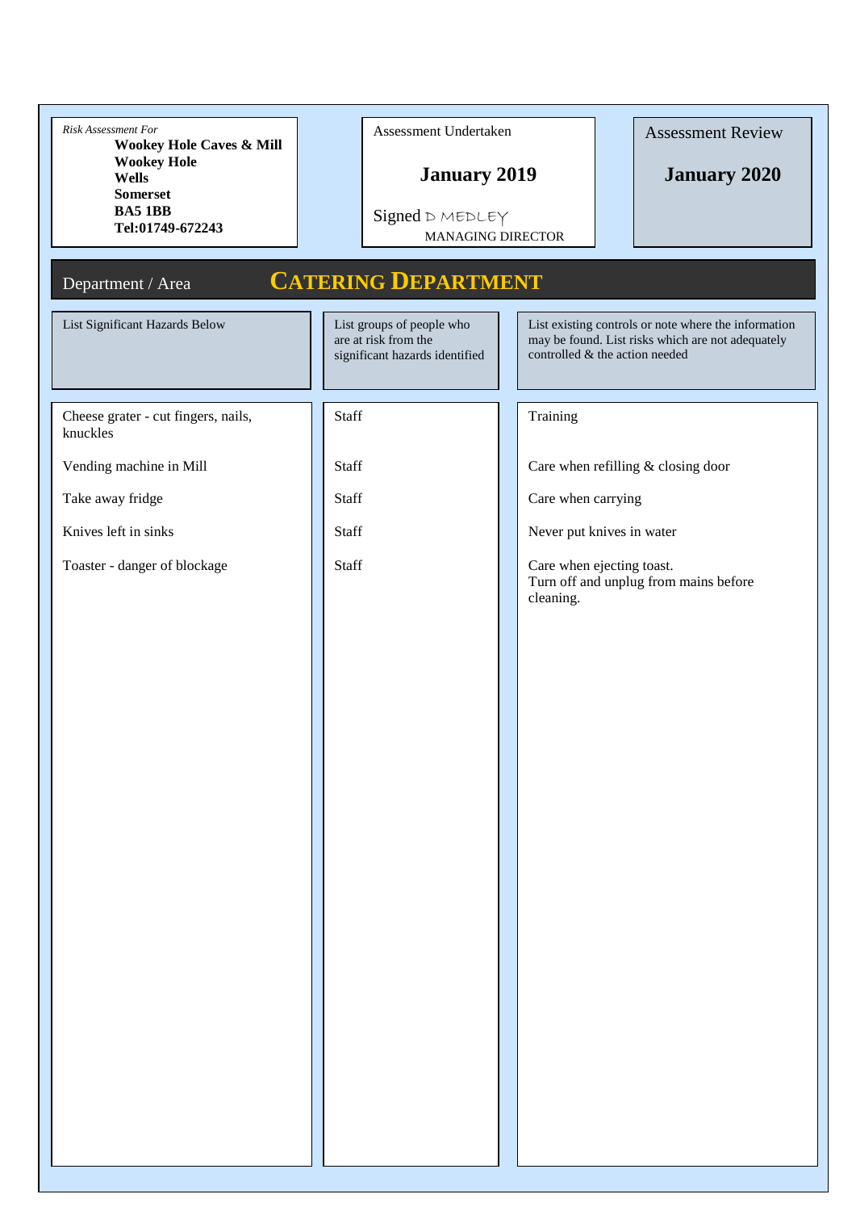*Risk Assessment For*
**Wookey Hole Caves & Mill**
**Wookey Hole**
**Wells**
**Somerset**
**BA5 1BB**
**Tel:01749-672243**

Assessment Undertaken

**January 2019**

Signed D MEDLEY
MANAGING DIRECTOR

Assessment Review

**January 2020**

## Department / Area **CATERING DEPARTMENT**

| List Significant Hazards Below | List groups of people who are at risk from the significant hazards identified | List existing controls or note where the information may be found. List risks which are not adequately controlled & the action needed |
|---|---|---|
| Cheese grater - cut fingers, nails, knuckles | Staff | Training |
| Vending machine in Mill | Staff | Care when refilling & closing door |
| Take away fridge | Staff | Care when carrying |
| Knives left in sinks | Staff | Never put knives in water |
| Toaster - danger of blockage | Staff | Care when ejecting toast.<br>Turn off and unplug from mains before cleaning. |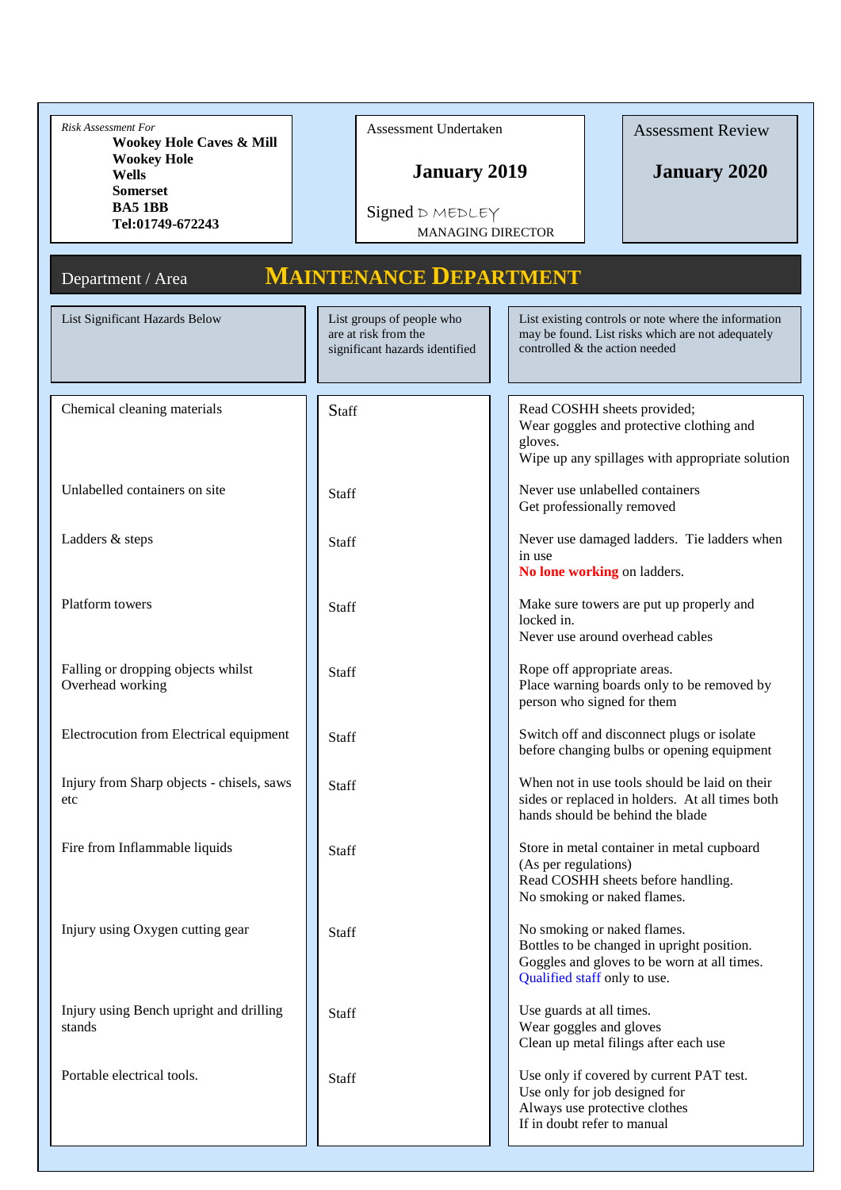*Risk Assessment For*
**Wookey Hole Caves & Mill**
**Wookey Hole**
**Wells**
**Somerset**
**BA5 1BB**
**Tel:01749-672243**

Assessment Undertaken

**January 2019**

Signed D MEDLEY
MANAGING DIRECTOR

Assessment Review

**January 2020**

Department / Area **MAINTENANCE DEPARTMENT**

| List Significant Hazards Below | List groups of people who are at risk from the significant hazards identified | List existing controls or note where the information may be found. List risks which are not adequately controlled & the action needed |
|---|---|---|
| Chemical cleaning materials | Staff | Read COSHH sheets provided;<br>Wear goggles and protective clothing and gloves.<br>Wipe up any spillages with appropriate solution |
| Unlabelled containers on site | Staff | Never use unlabelled containers<br>Get professionally removed |
| Ladders & steps | Staff | Never use damaged ladders. Tie ladders when in use<br>**No lone working** on ladders. |
| Platform towers | Staff | Make sure towers are put up properly and locked in.<br>Never use around overhead cables |
| Falling or dropping objects whilst Overhead working | Staff | Rope off appropriate areas.<br>Place warning boards only to be removed by person who signed for them |
| Electrocution from Electrical equipment | Staff | Switch off and disconnect plugs or isolate before changing bulbs or opening equipment |
| Injury from Sharp objects - chisels, saws etc | Staff | When not in use tools should be laid on their sides or replaced in holders. At all times both hands should be behind the blade |
| Fire from Inflammable liquids | Staff | Store in metal container in metal cupboard (As per regulations)<br>Read COSHH sheets before handling.<br>No smoking or naked flames. |
| Injury using Oxygen cutting gear | Staff | No smoking or naked flames.<br>Bottles to be changed in upright position.<br>Goggles and gloves to be worn at all times.<br>Qualified staff only to use. |
| Injury using Bench upright and drilling stands | Staff | Use guards at all times.<br>Wear goggles and gloves<br>Clean up metal filings after each use |
| Portable electrical tools. | Staff | Use only if covered by current PAT test.<br>Use only for job designed for<br>Always use protective clothes<br>If in doubt refer to manual |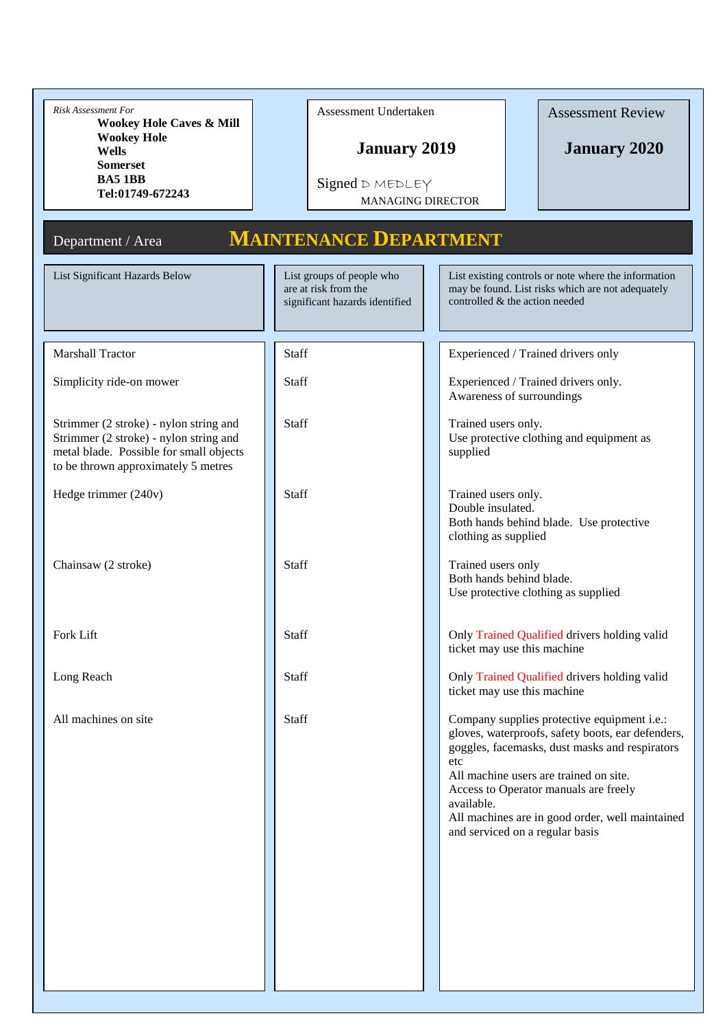*Risk Assessment For*
**Wookey Hole Caves & Mill**
**Wookey Hole**
**Wells**
**Somerset**
**BA5 1BB**
**Tel:01749-672243**

Assessment Undertaken

**January 2019**

Signed D MEDLEY
MANAGING DIRECTOR

Assessment Review

**January 2020**

## Department / Area — MAINTENANCE DEPARTMENT

| List Significant Hazards Below | List groups of people who are at risk from the significant hazards identified | List existing controls or note where the information may be found. List risks which are not adequately controlled & the action needed |
|---|---|---|
| Marshall Tractor | Staff | Experienced / Trained drivers only |
| Simplicity ride-on mower | Staff | Experienced / Trained drivers only. Awareness of surroundings |
| Strimmer (2 stroke) - nylon string and Strimmer (2 stroke) - nylon string and metal blade. Possible for small objects to be thrown approximately 5 metres | Staff | Trained users only. Use protective clothing and equipment as supplied |
| Hedge trimmer (240v) | Staff | Trained users only. Double insulated. Both hands behind blade. Use protective clothing as supplied |
| Chainsaw (2 stroke) | Staff | Trained users only Both hands behind blade. Use protective clothing as supplied |
| Fork Lift | Staff | Only Trained Qualified drivers holding valid ticket may use this machine |
| Long Reach | Staff | Only Trained Qualified drivers holding valid ticket may use this machine |
| All machines on site | Staff | Company supplies protective equipment i.e.: gloves, waterproofs, safety boots, ear defenders, goggles, facemasks, dust masks and respirators etc All machine users are trained on site. Access to Operator manuals are freely available. All machines are in good order, well maintained and serviced on a regular basis |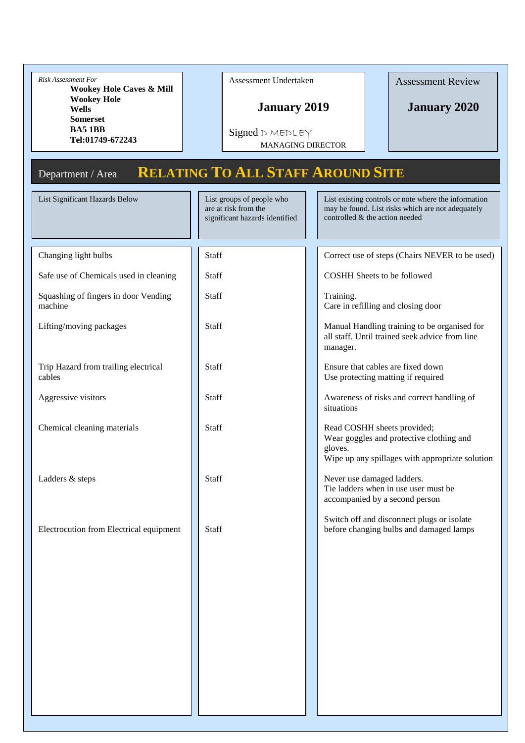*Risk Assessment For*

**Wookey Hole Caves & Mill**
**Wookey Hole**
**Wells**
**Somerset**
**BA5 1BB**
**Tel:01749-672243**

Assessment Undertaken

**January 2019**

Signed D MEDLEY
MANAGING DIRECTOR

Assessment Review

**January 2020**

## Department / Area **RELATING TO ALL STAFF AROUND SITE**

| List Significant Hazards Below | List groups of people who are at risk from the significant hazards identified | List existing controls or note where the information may be found. List risks which are not adequately controlled & the action needed |
|---|---|---|
| Changing light bulbs | Staff | Correct use of steps (Chairs NEVER to be used) |
| Safe use of Chemicals used in cleaning | Staff | COSHH Sheets to be followed |
| Squashing of fingers in door Vending machine | Staff | Training.<br>Care in refilling and closing door |
| Lifting/moving packages | Staff | Manual Handling training to be organised for all staff. Until trained seek advice from line manager. |
| Trip Hazard from trailing electrical cables | Staff | Ensure that cables are fixed down<br>Use protecting matting if required |
| Aggressive visitors | Staff | Awareness of risks and correct handling of situations |
| Chemical cleaning materials | Staff | Read COSHH sheets provided;<br>Wear goggles and protective clothing and gloves.<br>Wipe up any spillages with appropriate solution |
| Ladders & steps | Staff | Never use damaged ladders.<br>Tie ladders when in use user must be accompanied by a second person |
| Electrocution from Electrical equipment | Staff | Switch off and disconnect plugs or isolate before changing bulbs and damaged lamps |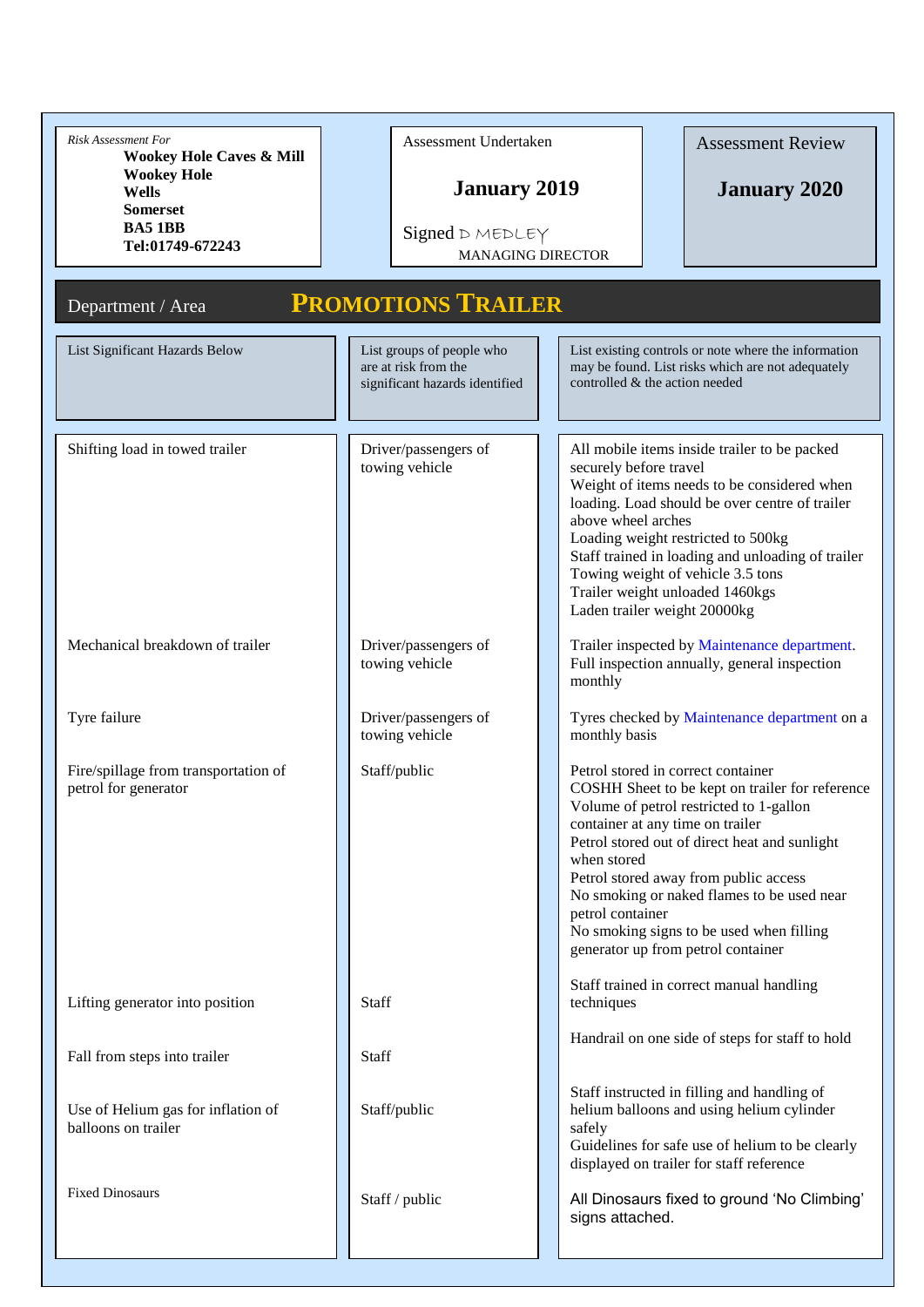| *Risk Assessment For* | Assessment Undertaken | Assessment Review |
|---|---|---|
| **Wookey Hole Caves & Mill**<br>**Wookey Hole**<br>**Wells**<br>**Somerset**<br>**BA5 1BB**<br>**Tel:01749-672243** | **January 2019**<br><br>Signed D MEDLEY<br>MANAGING DIRECTOR | **January 2020** |

## Department / Area **PROMOTIONS TRAILER**

| List Significant Hazards Below | List groups of people who are at risk from the significant hazards identified | List existing controls or note where the information may be found. List risks which are not adequately controlled & the action needed |
|---|---|---|
| Shifting load in towed trailer | Driver/passengers of towing vehicle | All mobile items inside trailer to be packed securely before travel<br>Weight of items needs to be considered when loading. Load should be over centre of trailer above wheel arches<br>Loading weight restricted to 500kg<br>Staff trained in loading and unloading of trailer<br>Towing weight of vehicle 3.5 tons<br>Trailer weight unloaded 1460kgs<br>Laden trailer weight 20000kg |
| Mechanical breakdown of trailer | Driver/passengers of towing vehicle | Trailer inspected by Maintenance department. Full inspection annually, general inspection monthly |
| Tyre failure | Driver/passengers of towing vehicle | Tyres checked by Maintenance department on a monthly basis |
| Fire/spillage from transportation of petrol for generator | Staff/public | Petrol stored in correct container<br>COSHH Sheet to be kept on trailer for reference<br>Volume of petrol restricted to 1-gallon container at any time on trailer<br>Petrol stored out of direct heat and sunlight when stored<br>Petrol stored away from public access<br>No smoking or naked flames to be used near petrol container<br>No smoking signs to be used when filling generator up from petrol container |
| Lifting generator into position | Staff | Staff trained in correct manual handling techniques |
| Fall from steps into trailer | Staff | Handrail on one side of steps for staff to hold |
| Use of Helium gas for inflation of balloons on trailer | Staff/public | Staff instructed in filling and handling of helium balloons and using helium cylinder safely<br>Guidelines for safe use of helium to be clearly displayed on trailer for staff reference |
| Fixed Dinosaurs | Staff / public | All Dinosaurs fixed to ground 'No Climbing' signs attached. |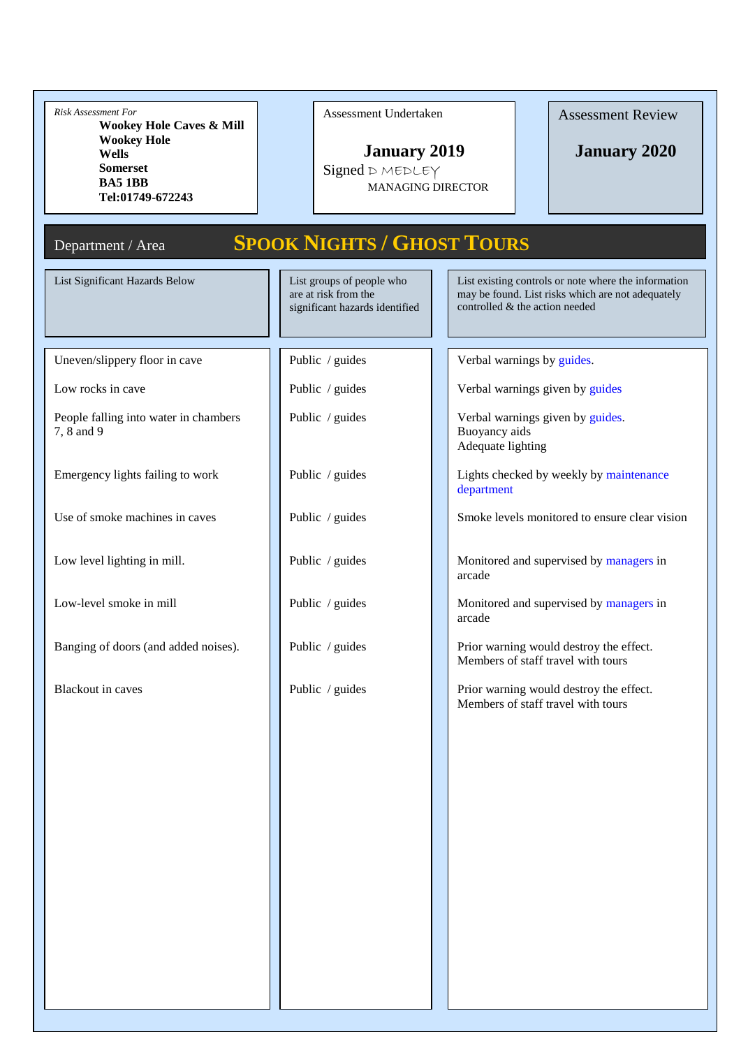*Risk Assessment For*
**Wookey Hole Caves & Mill**
**Wookey Hole**
**Wells**
**Somerset**
**BA5 1BB**
**Tel:01749-672243**

Assessment Undertaken

**January 2019**

Signed D MEDLEY
MANAGING DIRECTOR

Assessment Review

**January 2020**

## Department / Area — SPOOK NIGHTS / GHOST TOURS

| List Significant Hazards Below | List groups of people who are at risk from the significant hazards identified | List existing controls or note where the information may be found. List risks which are not adequately controlled & the action needed |
|---|---|---|
| Uneven/slippery floor in cave | Public / guides | Verbal warnings by guides. |
| Low rocks in cave | Public / guides | Verbal warnings given by guides |
| People falling into water in chambers 7, 8 and 9 | Public / guides | Verbal warnings given by guides. Buoyancy aids Adequate lighting |
| Emergency lights failing to work | Public / guides | Lights checked by weekly by maintenance department |
| Use of smoke machines in caves | Public / guides | Smoke levels monitored to ensure clear vision |
| Low level lighting in mill. | Public / guides | Monitored and supervised by managers in arcade |
| Low-level smoke in mill | Public / guides | Monitored and supervised by managers in arcade |
| Banging of doors (and added noises). | Public / guides | Prior warning would destroy the effect. Members of staff travel with tours |
| Blackout in caves | Public / guides | Prior warning would destroy the effect. Members of staff travel with tours |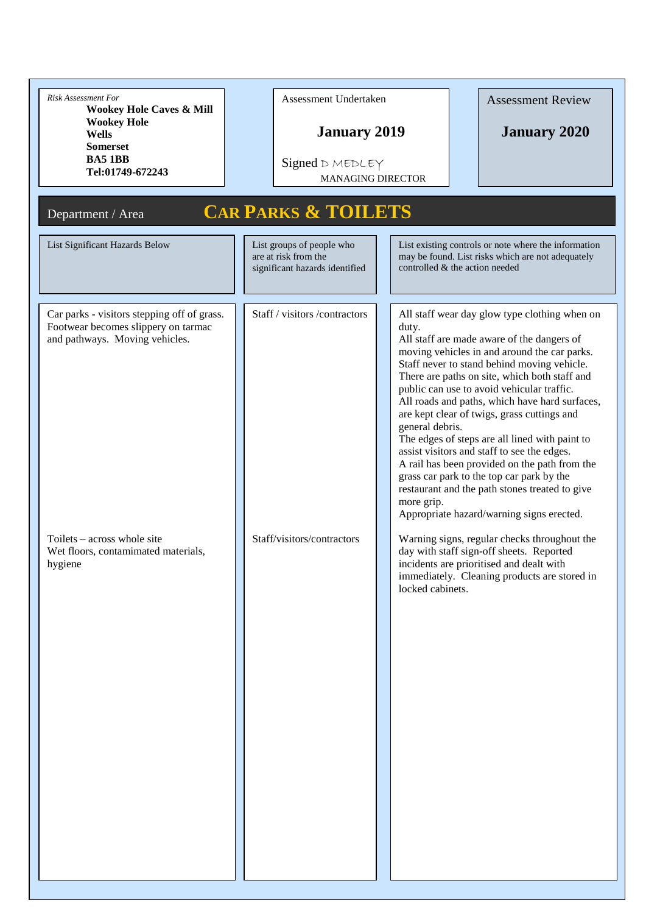*Risk Assessment For*

**Wookey Hole Caves & Mill**
**Wookey Hole**
**Wells**
**Somerset**
**BA5 1BB**
**Tel:01749-672243**

Assessment Undertaken

**January 2019**

Signed D MEDLEY
MANAGING DIRECTOR

Assessment Review

**January 2020**

## Department / Area — CAR PARKS & TOILETS

| List Significant Hazards Below | List groups of people who are at risk from the significant hazards identified | List existing controls or note where the information may be found. List risks which are not adequately controlled & the action needed |
|---|---|---|
| Car parks - visitors stepping off of grass. Footwear becomes slippery on tarmac and pathways. Moving vehicles. | Staff / visitors /contractors | All staff wear day glow type clothing when on duty. All staff are made aware of the dangers of moving vehicles in and around the car parks. Staff never to stand behind moving vehicle. There are paths on site, which both staff and public can use to avoid vehicular traffic. All roads and paths, which have hard surfaces, are kept clear of twigs, grass cuttings and general debris. The edges of steps are all lined with paint to assist visitors and staff to see the edges. A rail has been provided on the path from the grass car park to the top car park by the restaurant and the path stones treated to give more grip. Appropriate hazard/warning signs erected. |
| Toilets – across whole site Wet floors, contamimated materials, hygiene | Staff/visitors/contractors | Warning signs, regular checks throughout the day with staff sign-off sheets. Reported incidents are prioritised and dealt with immediately. Cleaning products are stored in locked cabinets. |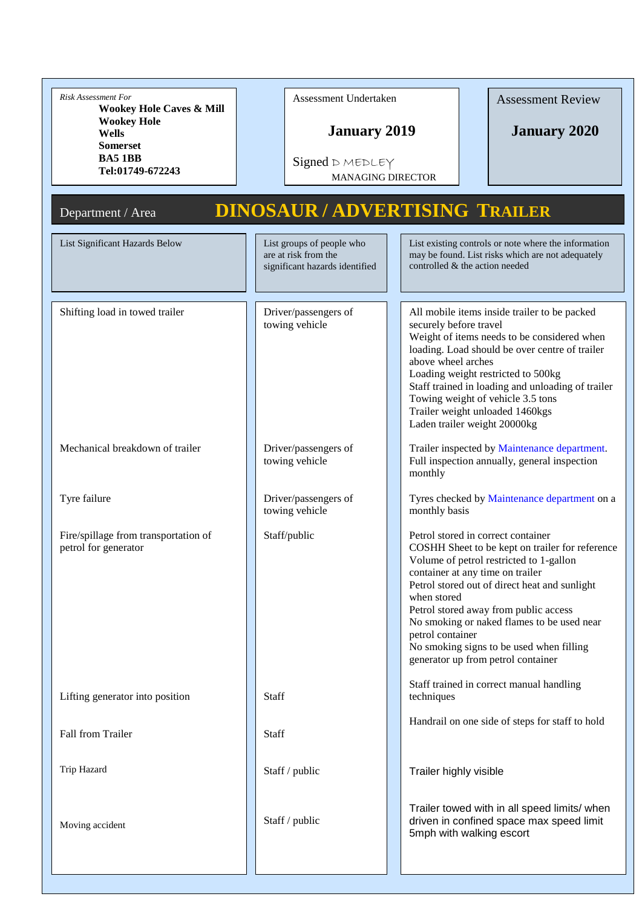*Risk Assessment For*
**Wookey Hole Caves & Mill**
**Wookey Hole**
**Wells**
**Somerset**
**BA5 1BB**
**Tel:01749-672243**

Assessment Undertaken

**January 2019**

Signed D MEDLEY
MANAGING DIRECTOR

Assessment Review

**January 2020**

Department / Area **DINOSAUR / ADVERTISING TRAILER**

| List Significant Hazards Below | List groups of people who are at risk from the significant hazards identified | List existing controls or note where the information may be found. List risks which are not adequately controlled & the action needed |
|---|---|---|
| Shifting load in towed trailer | Driver/passengers of towing vehicle | All mobile items inside trailer to be packed securely before travel<br>Weight of items needs to be considered when loading. Load should be over centre of trailer above wheel arches<br>Loading weight restricted to 500kg<br>Staff trained in loading and unloading of trailer<br>Towing weight of vehicle 3.5 tons<br>Trailer weight unloaded 1460kgs<br>Laden trailer weight 20000kg |
| Mechanical breakdown of trailer | Driver/passengers of towing vehicle | Trailer inspected by Maintenance department. Full inspection annually, general inspection monthly |
| Tyre failure | Driver/passengers of towing vehicle | Tyres checked by Maintenance department on a monthly basis |
| Fire/spillage from transportation of petrol for generator | Staff/public | Petrol stored in correct container<br>COSHH Sheet to be kept on trailer for reference<br>Volume of petrol restricted to 1-gallon container at any time on trailer<br>Petrol stored out of direct heat and sunlight when stored<br>Petrol stored away from public access<br>No smoking or naked flames to be used near petrol container<br>No smoking signs to be used when filling generator up from petrol container |
| Lifting generator into position | Staff | Staff trained in correct manual handling techniques |
| Fall from Trailer | Staff | Handrail on one side of steps for staff to hold |
| Trip Hazard | Staff / public | Trailer highly visible |
| Moving accident | Staff / public | Trailer towed with in all speed limits/ when driven in confined space max speed limit 5mph with walking escort |